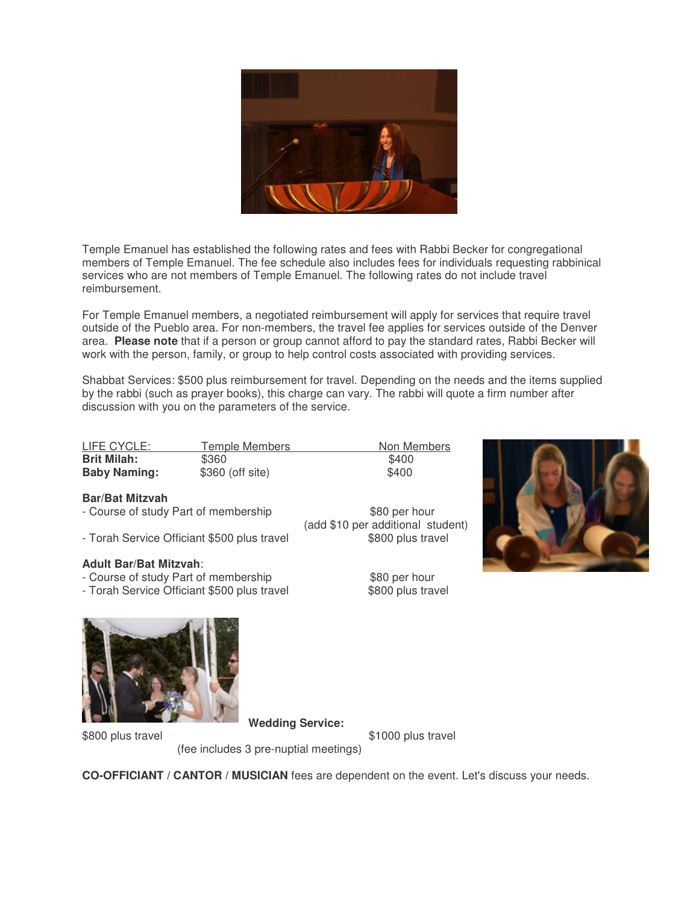Temple Emanuel has established the following rates and fees with Rabbi Becker for congregational members of Temple Emanuel. The fee schedule also includes fees for individuals requesting rabbinical services who are not members of Temple Emanuel. The following rates do not include travel reimbursement.

For Temple Emanuel members, a negotiated reimbursement will apply for services that require travel outside of the Pueblo area. For non-members, the travel fee applies for services outside of the Denver area. **Please note** that if a person or group cannot afford to pay the standard rates, Rabbi Becker will work with the person, family, or group to help control costs associated with providing services.

Shabbat Services: $500 plus reimbursement for travel. Depending on the needs and the items supplied by the rabbi (such as prayer books), this charge can vary. The rabbi will quote a firm number after discussion with you on the parameters of the service.

| LIFE CYCLE: | Temple Members | Non Members |
| --- | --- | --- |
| **Brit Milah:** | $360 | $400 |
| **Baby Naming:** | $360 (off site) | $400 |
| **Bar/Bat Mitzvah** | | |
| - Course of study | Part of membership | $80 per hour (add $10 per additional student) |
| - Torah Service Officiant | $500 plus travel | $800 plus travel |
| **Adult Bar/Bat Mitzvah**: | | |
| - Course of study | Part of membership | $80 per hour |
| - Torah Service Officiant | $500 plus travel | $800 plus travel |
| **Wedding Service:** (fee includes 3 pre-nuptial meetings) | $800 plus travel | $1000 plus travel |

**CO-OFFICIANT** / **CANTOR** / **MUSICIAN** fees are dependent on the event. Let's discuss your needs.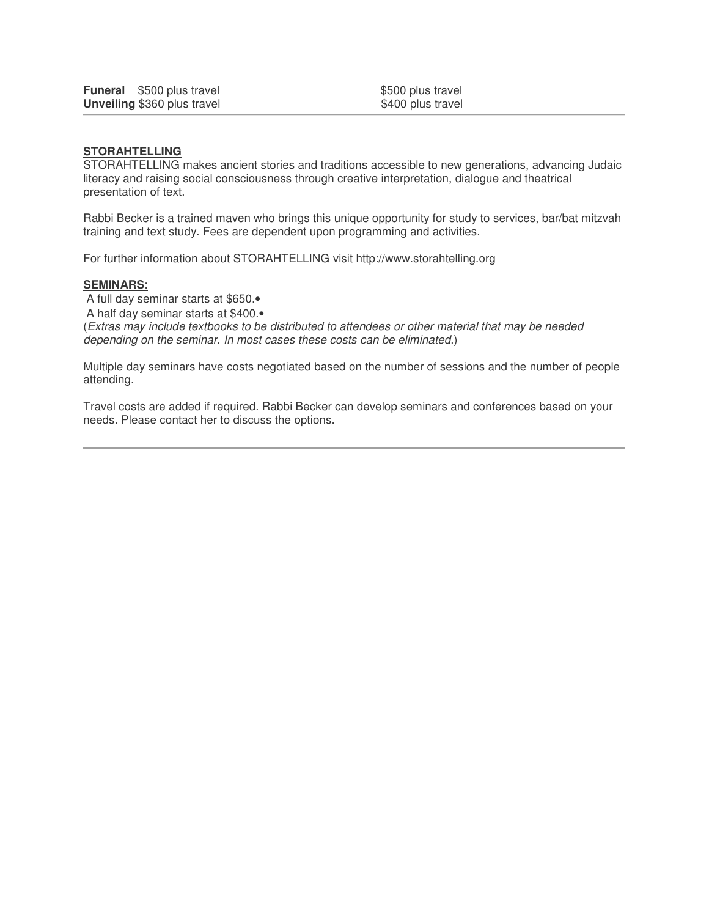| | | |
|---|---|---|
| **Funeral** | $500 plus travel | $500 plus travel |
| **Unveiling** | $360 plus travel | $400 plus travel |

---

**STORAHTELLING**

STORAHTELLING makes ancient stories and traditions accessible to new generations, advancing Judaic literacy and raising social consciousness through creative interpretation, dialogue and theatrical presentation of text.

Rabbi Becker is a trained maven who brings this unique opportunity for study to services, bar/bat mitzvah training and text study. Fees are dependent upon programming and activities.

For further information about STORAHTELLING visit http://www.storahtelling.org

**SEMINARS:**

A full day seminar starts at $650.•
A half day seminar starts at $400.•
(*Extras may include textbooks to be distributed to attendees or other material that may be needed depending on the seminar. In most cases these costs can be eliminated.*)

Multiple day seminars have costs negotiated based on the number of sessions and the number of people attending.

Travel costs are added if required. Rabbi Becker can develop seminars and conferences based on your needs. Please contact her to discuss the options.

---